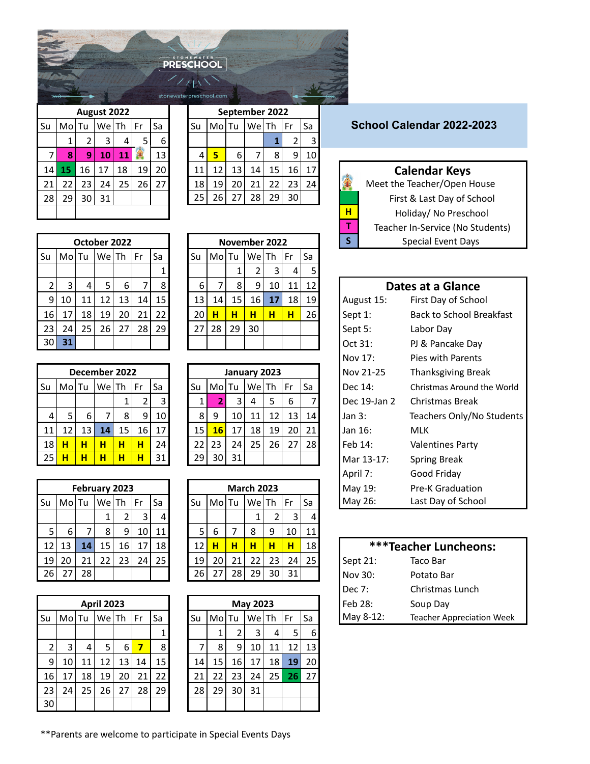STONEWATER PRESCHOOL

stonewaterpreschool.com

# School Calendar 2022-2023

### August 2022

| Su | Mo | Tu | We | Th | Fr | Sa |
|---|---|---|---|---|---|---|
| | 1 | 2 | 3 | 4 | 5 | 6 |
| 7 | 8 | 9 | 10 | 11 | | 13 |
| 14 | 15 | 16 | 17 | 18 | 19 | 20 |
| 21 | 22 | 23 | 24 | 25 | 26 | 27 |
| 28 | 29 | 30 | 31 | | | |

### September 2022

| Su | Mo | Tu | We | Th | Fr | Sa |
|---|---|---|---|---|---|---|
| | | | | 1 | 2 | 3 |
| 4 | 5 | 6 | 7 | 8 | 9 | 10 |
| 11 | 12 | 13 | 14 | 15 | 16 | 17 |
| 18 | 19 | 20 | 21 | 22 | 23 | 24 |
| 25 | 26 | 27 | 28 | 29 | 30 | |

### October 2022

| Su | Mo | Tu | We | Th | Fr | Sa |
|---|---|---|---|---|---|---|
| | | | | | | 1 |
| 2 | 3 | 4 | 5 | 6 | 7 | 8 |
| 9 | 10 | 11 | 12 | 13 | 14 | 15 |
| 16 | 17 | 18 | 19 | 20 | 21 | 22 |
| 23 | 24 | 25 | 26 | 27 | 28 | 29 |
| 30 | 31 | | | | | |

### November 2022

| Su | Mo | Tu | We | Th | Fr | Sa |
|---|---|---|---|---|---|---|
| | | 1 | 2 | 3 | 4 | 5 |
| 6 | 7 | 8 | 9 | 10 | 11 | 12 |
| 13 | 14 | 15 | 16 | 17 | 18 | 19 |
| 20 | H | H | H | H | H | 26 |
| 27 | 28 | 29 | 30 | | | |

### December 2022

| Su | Mo | Tu | We | Th | Fr | Sa |
|---|---|---|---|---|---|---|
| | | | | 1 | 2 | 3 |
| 4 | 5 | 6 | 7 | 8 | 9 | 10 |
| 11 | 12 | 13 | 14 | 15 | 16 | 17 |
| 18 | H | H | H | H | H | 24 |
| 25 | H | H | H | H | H | 31 |

### January 2023

| Su | Mo | Tu | We | Th | Fr | Sa |
|---|---|---|---|---|---|---|
| 1 | 2 | 3 | 4 | 5 | 6 | 7 |
| 8 | 9 | 10 | 11 | 12 | 13 | 14 |
| 15 | 16 | 17 | 18 | 19 | 20 | 21 |
| 22 | 23 | 24 | 25 | 26 | 27 | 28 |
| 29 | 30 | 31 | | | | |

### February 2023

| Su | Mo | Tu | We | Th | Fr | Sa |
|---|---|---|---|---|---|---|
| | | | 1 | 2 | 3 | 4 |
| 5 | 6 | 7 | 8 | 9 | 10 | 11 |
| 12 | 13 | 14 | 15 | 16 | 17 | 18 |
| 19 | 20 | 21 | 22 | 23 | 24 | 25 |
| 26 | 27 | 28 | | | | |

### March 2023

| Su | Mo | Tu | We | Th | Fr | Sa |
|---|---|---|---|---|---|---|
| | | | 1 | 2 | 3 | 4 |
| 5 | 6 | 7 | 8 | 9 | 10 | 11 |
| 12 | H | H | H | H | H | 18 |
| 19 | 20 | 21 | 22 | 23 | 24 | 25 |
| 26 | 27 | 28 | 29 | 30 | 31 | |

### April 2023

| Su | Mo | Tu | We | Th | Fr | Sa |
|---|---|---|---|---|---|---|
| | | | | | | 1 |
| 2 | 3 | 4 | 5 | 6 | 7 | 8 |
| 9 | 10 | 11 | 12 | 13 | 14 | 15 |
| 16 | 17 | 18 | 19 | 20 | 21 | 22 |
| 23 | 24 | 25 | 26 | 27 | 28 | 29 |
| 30 | | | | | | |

### May 2023

| Su | Mo | Tu | We | Th | Fr | Sa |
|---|---|---|---|---|---|---|
| | 1 | 2 | 3 | 4 | 5 | 6 |
| 7 | 8 | 9 | 10 | 11 | 12 | 13 |
| 14 | 15 | 16 | 17 | 18 | 19 | 20 |
| 21 | 22 | 23 | 24 | 25 | 26 | 27 |
| 28 | 29 | 30 | 31 | | | |

## Calendar Keys

| Key | Meaning |
|---|---|
| | Meet the Teacher/Open House |
| | First & Last Day of School |
| H | Holiday/ No Preschool |
| T | Teacher In-Service (No Students) |
| S | Special Event Days |

## Dates at a Glance

| Date | Event |
|---|---|
| August 15: | First Day of School |
| Sept 1: | Back to School Breakfast |
| Sept 5: | Labor Day |
| Oct 31: | PJ & Pancake Day |
| Nov 17: | Pies with Parents |
| Nov 21-25 | Thanksgiving Break |
| Dec 14: | Christmas Around the World |
| Dec 19-Jan 2 | Christmas Break |
| Jan 3: | Teachers Only/No Students |
| Jan 16: | MLK |
| Feb 14: | Valentines Party |
| Mar 13-17: | Spring Break |
| April 7: | Good Friday |
| May 19: | Pre-K Graduation |
| May 26: | Last Day of School |

## ***Teacher Luncheons:

| Date | Event |
|---|---|
| Sept 21: | Taco Bar |
| Nov 30: | Potato Bar |
| Dec 7: | Christmas Lunch |
| Feb 28: | Soup Day |
| May 8-12: | Teacher Appreciation Week |

**Parents are welcome to participate in Special Events Days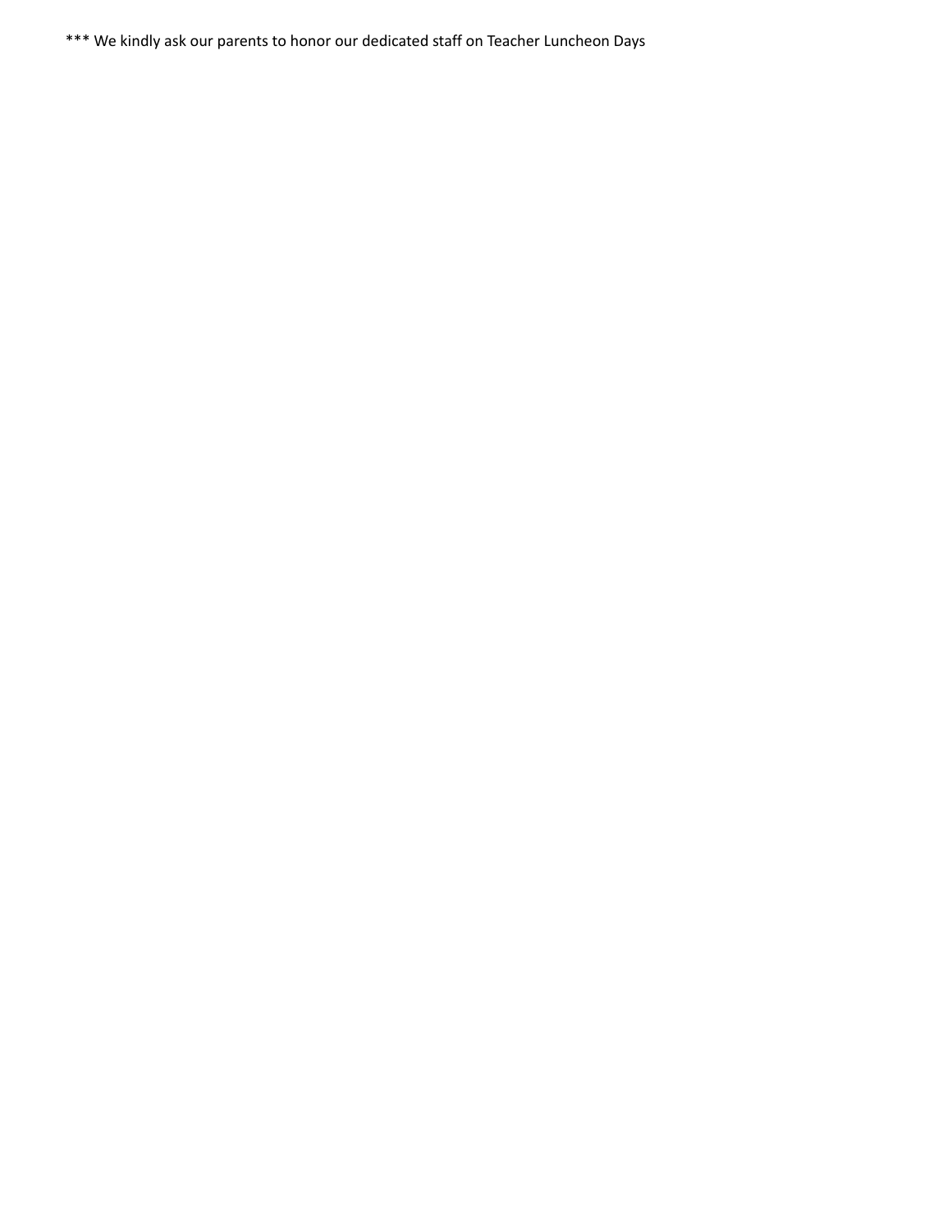*** We kindly ask our parents to honor our dedicated staff on Teacher Luncheon Days